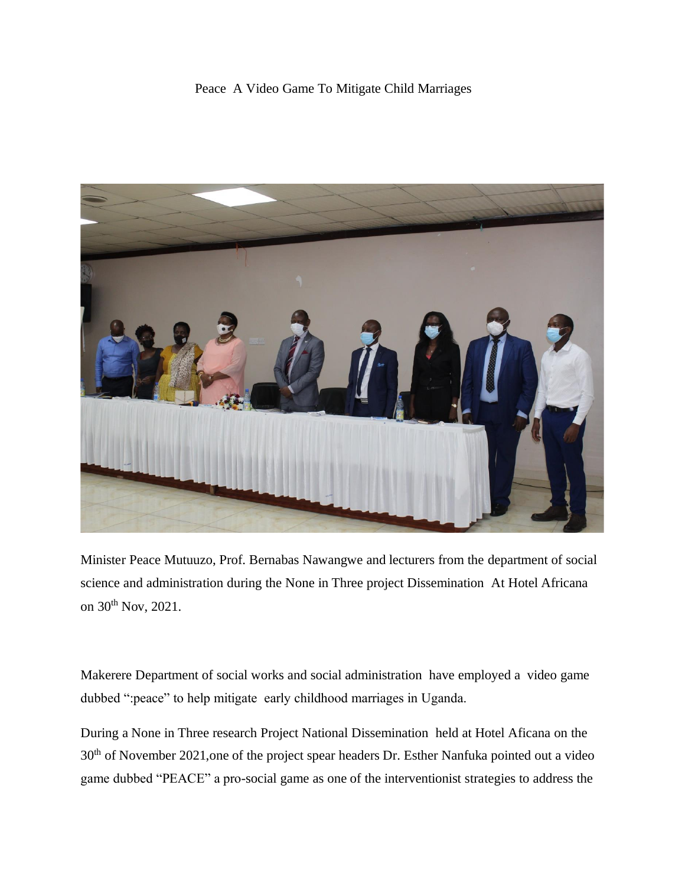# Peace A Video Game To Mitigate Child Marriages

Minister Peace Mutuuzo, Prof. Bernabas Nawangwe and lecturers from the department of social science and administration during the None in Three project Dissemination At Hotel Africana on 30th Nov, 2021.

Makerere Department of social works and social administration have employed a video game dubbed ":peace" to help mitigate early childhood marriages in Uganda.

During a None in Three research Project National Dissemination held at Hotel Aficana on the 30th of November 2021,one of the project spear headers Dr. Esther Nanfuka pointed out a video game dubbed "PEACE" a pro-social game as one of the interventionist strategies to address the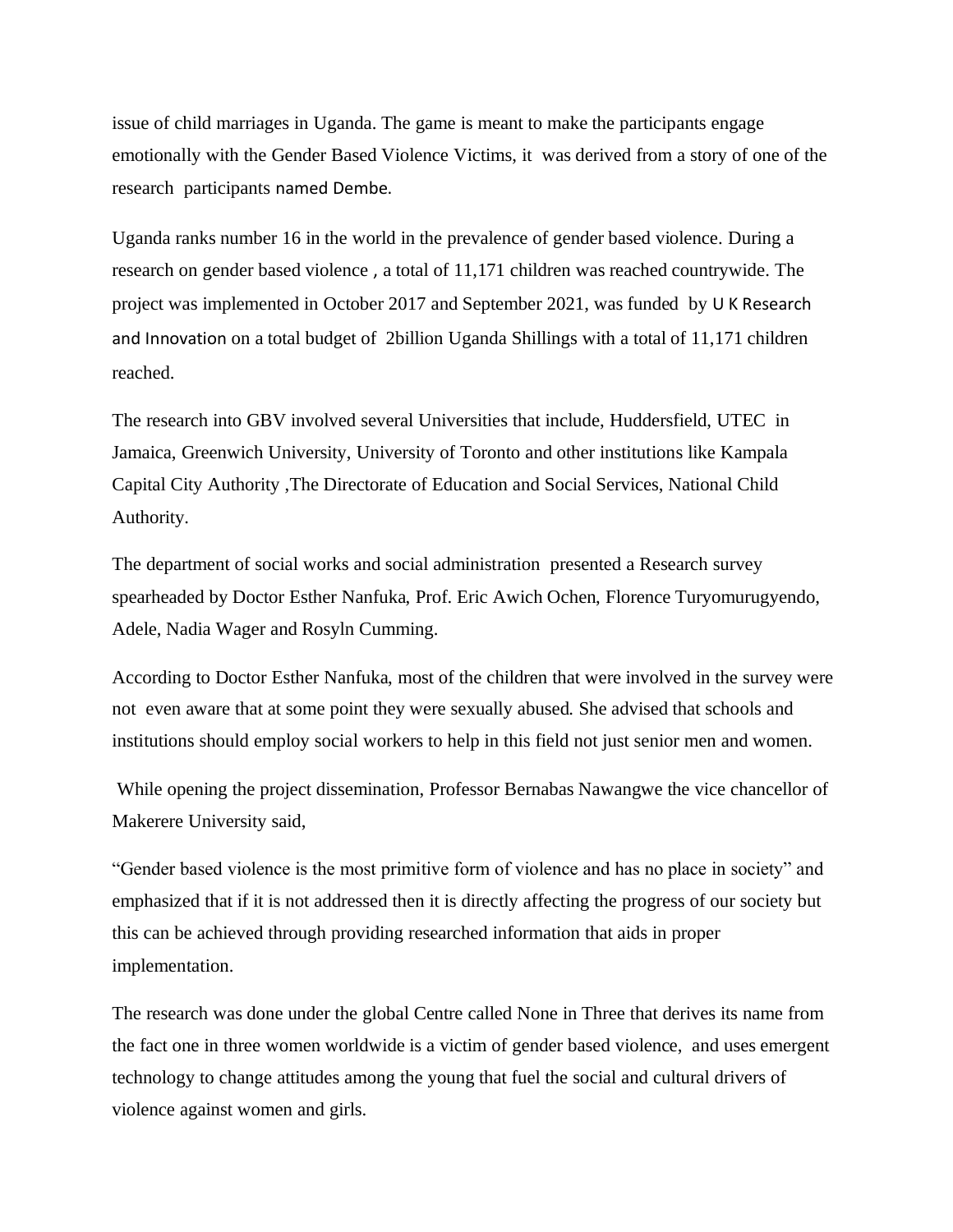issue of child marriages in Uganda. The game is meant to make the participants engage emotionally with the Gender Based Violence Victims, it was derived from a story of one of the research participants named Dembe.

Uganda ranks number 16 in the world in the prevalence of gender based violence. During a research on gender based violence , a total of 11,171 children was reached countrywide. The project was implemented in October 2017 and September 2021, was funded by U K Research and Innovation on a total budget of 2billion Uganda Shillings with a total of 11,171 children reached.

The research into GBV involved several Universities that include, Huddersfield, UTEC in Jamaica, Greenwich University, University of Toronto and other institutions like Kampala Capital City Authority ,The Directorate of Education and Social Services, National Child Authority.

The department of social works and social administration presented a Research survey spearheaded by Doctor Esther Nanfuka, Prof. Eric Awich Ochen, Florence Turyomurugyendo, Adele, Nadia Wager and Rosyln Cumming.

According to Doctor Esther Nanfuka, most of the children that were involved in the survey were not even aware that at some point they were sexually abused. She advised that schools and institutions should employ social workers to help in this field not just senior men and women.

While opening the project dissemination, Professor Bernabas Nawangwe the vice chancellor of Makerere University said,

"Gender based violence is the most primitive form of violence and has no place in society" and emphasized that if it is not addressed then it is directly affecting the progress of our society but this can be achieved through providing researched information that aids in proper implementation.

The research was done under the global Centre called None in Three that derives its name from the fact one in three women worldwide is a victim of gender based violence, and uses emergent technology to change attitudes among the young that fuel the social and cultural drivers of violence against women and girls.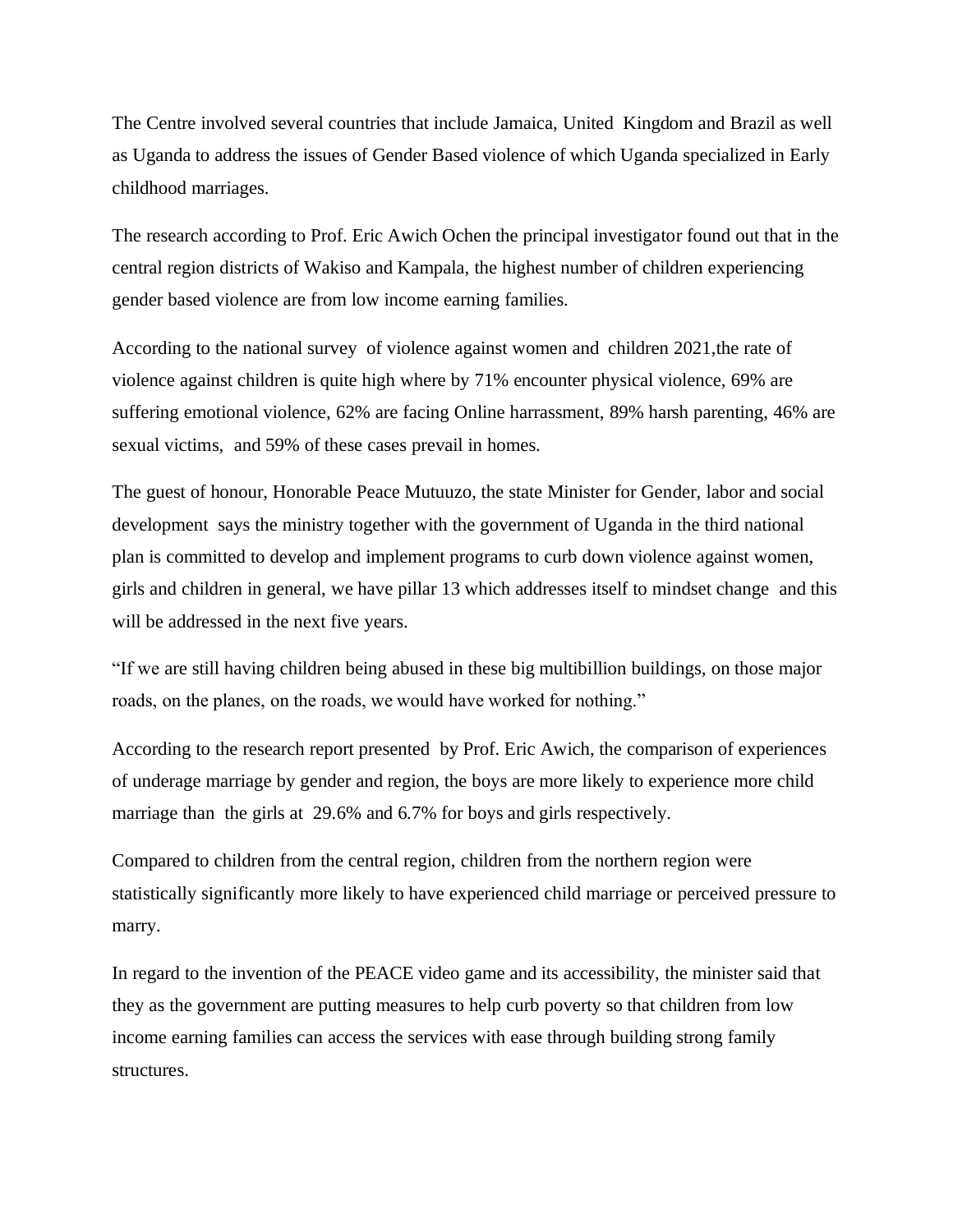The Centre involved several countries that include Jamaica, United Kingdom and Brazil as well as Uganda to address the issues of Gender Based violence of which Uganda specialized in Early childhood marriages.

The research according to Prof. Eric Awich Ochen the principal investigator found out that in the central region districts of Wakiso and Kampala, the highest number of children experiencing gender based violence are from low income earning families.

According to the national survey of violence against women and children 2021,the rate of violence against children is quite high where by 71% encounter physical violence, 69% are suffering emotional violence, 62% are facing Online harrassment, 89% harsh parenting, 46% are sexual victims, and 59% of these cases prevail in homes.

The guest of honour, Honorable Peace Mutuuzo, the state Minister for Gender, labor and social development says the ministry together with the government of Uganda in the third national plan is committed to develop and implement programs to curb down violence against women, girls and children in general, we have pillar 13 which addresses itself to mindset change and this will be addressed in the next five years.

"If we are still having children being abused in these big multibillion buildings, on those major roads, on the planes, on the roads, we would have worked for nothing."

According to the research report presented by Prof. Eric Awich, the comparison of experiences of underage marriage by gender and region, the boys are more likely to experience more child marriage than the girls at 29.6% and 6.7% for boys and girls respectively.

Compared to children from the central region, children from the northern region were statistically significantly more likely to have experienced child marriage or perceived pressure to marry.

In regard to the invention of the PEACE video game and its accessibility, the minister said that they as the government are putting measures to help curb poverty so that children from low income earning families can access the services with ease through building strong family structures.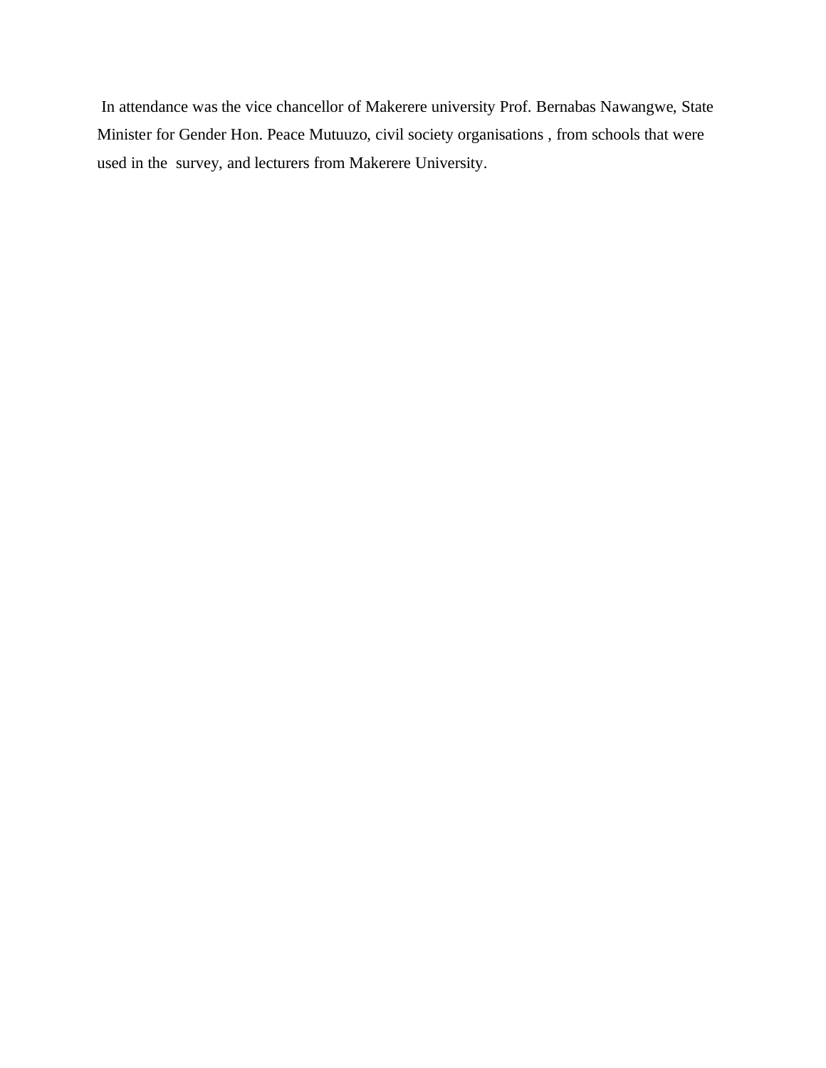In attendance was the vice chancellor of Makerere university Prof. Bernabas Nawangwe, State Minister for Gender Hon. Peace Mutuuzo, civil society organisations , from schools that were used in the survey, and lecturers from Makerere University.